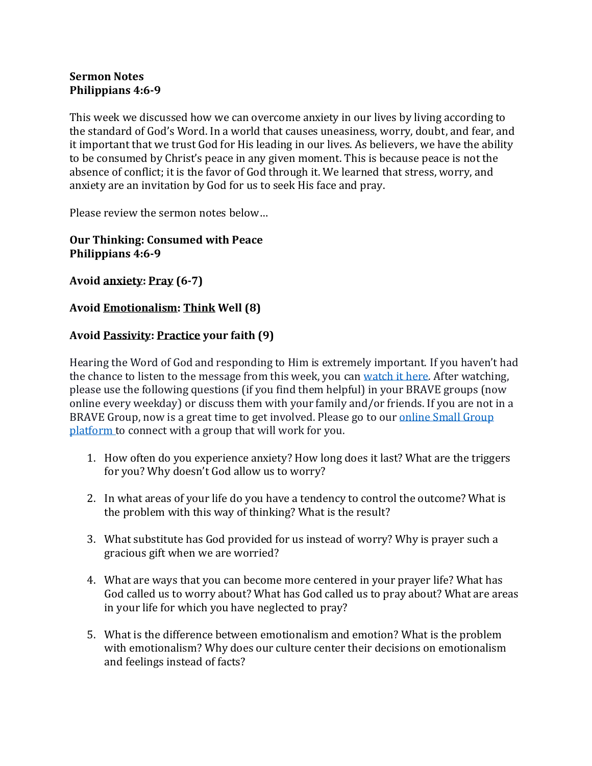**Sermon Notes**
**Philippians 4:6-9**

This week we discussed how we can overcome anxiety in our lives by living according to the standard of God's Word. In a world that causes uneasiness, worry, doubt, and fear, and it important that we trust God for His leading in our lives. As believers, we have the ability to be consumed by Christ's peace in any given moment. This is because peace is not the absence of conflict; it is the favor of God through it. We learned that stress, worry, and anxiety are an invitation by God for us to seek His face and pray.

Please review the sermon notes below…

**Our Thinking: Consumed with Peace**
**Philippians 4:6-9**

**Avoid <u>anxiety</u>: <u>Pray</u> (6-7)**

**Avoid <u>Emotionalism</u>: <u>Think</u> Well (8)**

**Avoid <u>Passivity</u>: <u>Practice</u> your faith (9)**

Hearing the Word of God and responding to Him is extremely important. If you haven't had the chance to listen to the message from this week, you can watch it here. After watching, please use the following questions (if you find them helpful) in your BRAVE groups (now online every weekday) or discuss them with your family and/or friends. If you are not in a BRAVE Group, now is a great time to get involved. Please go to our online Small Group platform to connect with a group that will work for you.

1. How often do you experience anxiety? How long does it last? What are the triggers for you? Why doesn't God allow us to worry?

2. In what areas of your life do you have a tendency to control the outcome? What is the problem with this way of thinking? What is the result?

3. What substitute has God provided for us instead of worry? Why is prayer such a gracious gift when we are worried?

4. What are ways that you can become more centered in your prayer life? What has God called us to worry about? What has God called us to pray about? What are areas in your life for which you have neglected to pray?

5. What is the difference between emotionalism and emotion? What is the problem with emotionalism? Why does our culture center their decisions on emotionalism and feelings instead of facts?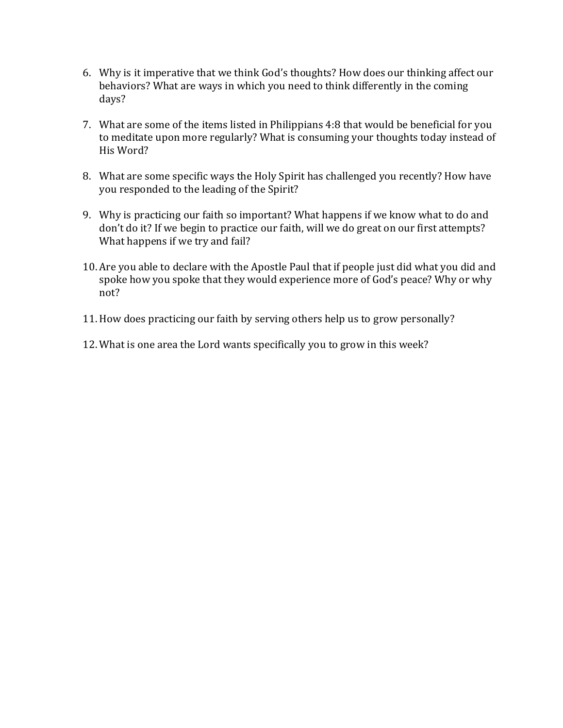6. Why is it imperative that we think God's thoughts? How does our thinking affect our behaviors? What are ways in which you need to think differently in the coming days?

7. What are some of the items listed in Philippians 4:8 that would be beneficial for you to meditate upon more regularly? What is consuming your thoughts today instead of His Word?

8. What are some specific ways the Holy Spirit has challenged you recently? How have you responded to the leading of the Spirit?

9. Why is practicing our faith so important? What happens if we know what to do and don't do it? If we begin to practice our faith, will we do great on our first attempts? What happens if we try and fail?

10. Are you able to declare with the Apostle Paul that if people just did what you did and spoke how you spoke that they would experience more of God's peace? Why or why not?

11. How does practicing our faith by serving others help us to grow personally?

12. What is one area the Lord wants specifically you to grow in this week?